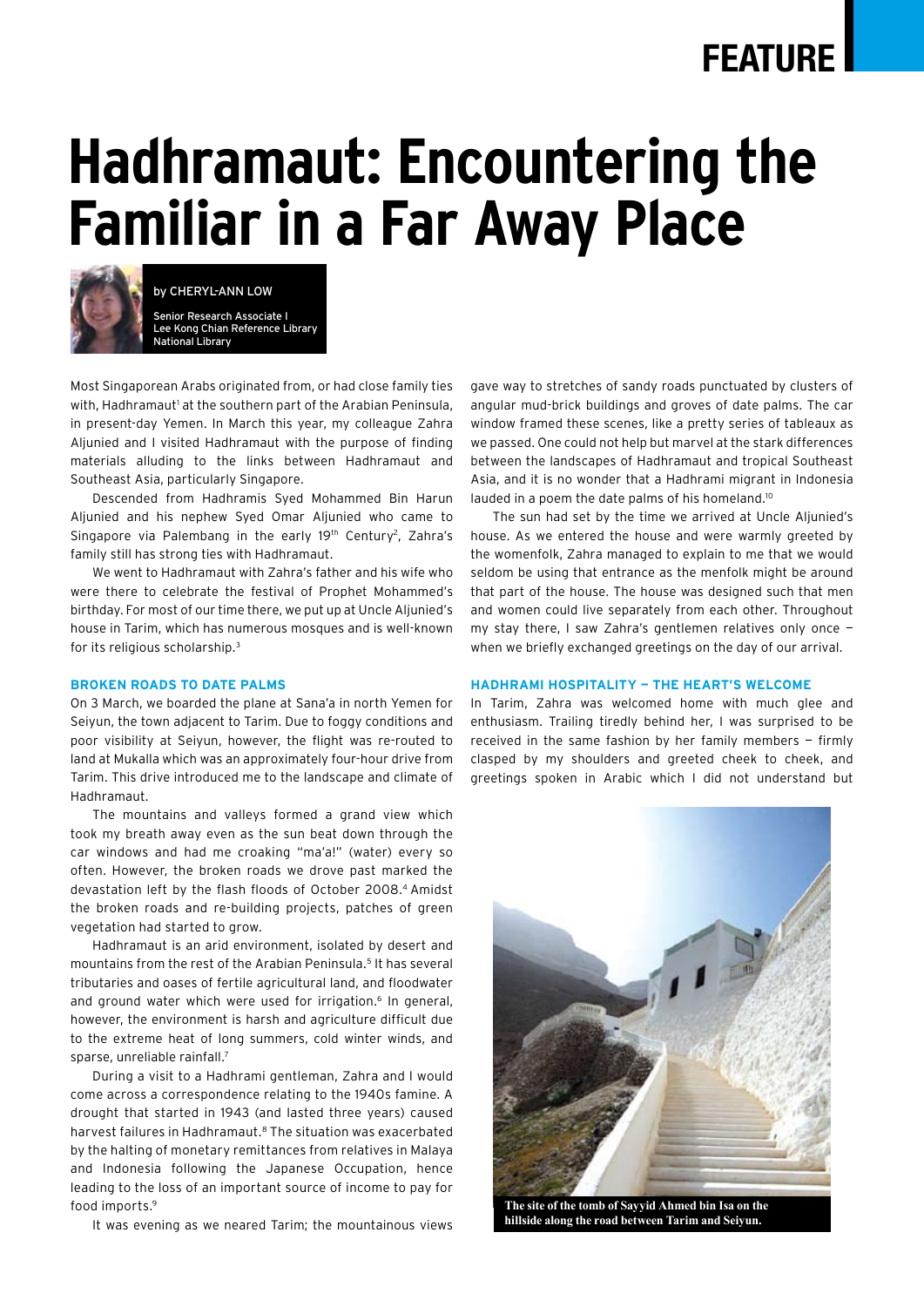# Hadhramaut: Encountering the Familiar in a Far Away Place

by CHERYL-ANN LOW

Senior Research Associate I
Lee Kong Chian Reference Library
National Library

Most Singaporean Arabs originated from, or had close family ties with, Hadhramaut[1] at the southern part of the Arabian Peninsula, in present-day Yemen. In March this year, my colleague Zahra Aljunied and I visited Hadhramaut with the purpose of finding materials alluding to the links between Hadhramaut and Southeast Asia, particularly Singapore.

Descended from Hadhramis Syed Mohammed Bin Harun Aljunied and his nephew Syed Omar Aljunied who came to Singapore via Palembang in the early 19th Century[2], Zahra's family still has strong ties with Hadhramaut.

We went to Hadhramaut with Zahra's father and his wife who were there to celebrate the festival of Prophet Mohammed's birthday. For most of our time there, we put up at Uncle Aljunied's house in Tarim, which has numerous mosques and is well-known for its religious scholarship.[3]

### BROKEN ROADS TO DATE PALMS

On 3 March, we boarded the plane at Sana'a in north Yemen for Seiyun, the town adjacent to Tarim. Due to foggy conditions and poor visibility at Seiyun, however, the flight was re-routed to land at Mukalla which was an approximately four-hour drive from Tarim. This drive introduced me to the landscape and climate of Hadhramaut.

The mountains and valleys formed a grand view which took my breath away even as the sun beat down through the car windows and had me croaking "ma'a!" (water) every so often. However, the broken roads we drove past marked the devastation left by the flash floods of October 2008.[4] Amidst the broken roads and re-building projects, patches of green vegetation had started to grow.

Hadhramaut is an arid environment, isolated by desert and mountains from the rest of the Arabian Peninsula.[5] It has several tributaries and oases of fertile agricultural land, and floodwater and ground water which were used for irrigation.[6] In general, however, the environment is harsh and agriculture difficult due to the extreme heat of long summers, cold winter winds, and sparse, unreliable rainfall.[7]

During a visit to a Hadhrami gentleman, Zahra and I would come across a correspondence relating to the 1940s famine. A drought that started in 1943 (and lasted three years) caused harvest failures in Hadhramaut.[8] The situation was exacerbated by the halting of monetary remittances from relatives in Malaya and Indonesia following the Japanese Occupation, hence leading to the loss of an important source of income to pay for food imports.[9]

It was evening as we neared Tarim; the mountainous views gave way to stretches of sandy roads punctuated by clusters of angular mud-brick buildings and groves of date palms. The car window framed these scenes, like a pretty series of tableaux as we passed. One could not help but marvel at the stark differences between the landscapes of Hadhramaut and tropical Southeast Asia, and it is no wonder that a Hadhrami migrant in Indonesia lauded in a poem the date palms of his homeland.[10]

The sun had set by the time we arrived at Uncle Aljunied's house. As we entered the house and were warmly greeted by the womenfolk, Zahra managed to explain to me that we would seldom be using that entrance as the menfolk might be around that part of the house. The house was designed such that men and women could live separately from each other. Throughout my stay there, I saw Zahra's gentlemen relatives only once – when we briefly exchanged greetings on the day of our arrival.

### HADHRAMI HOSPITALITY – THE HEART'S WELCOME

In Tarim, Zahra was welcomed home with much glee and enthusiasm. Trailing tiredly behind her, I was surprised to be received in the same fashion by her family members – firmly clasped by my shoulders and greeted cheek to cheek, and greetings spoken in Arabic which I did not understand but

The site of the tomb of Sayyid Ahmed bin Isa on the hillside along the road between Tarim and Seiyun.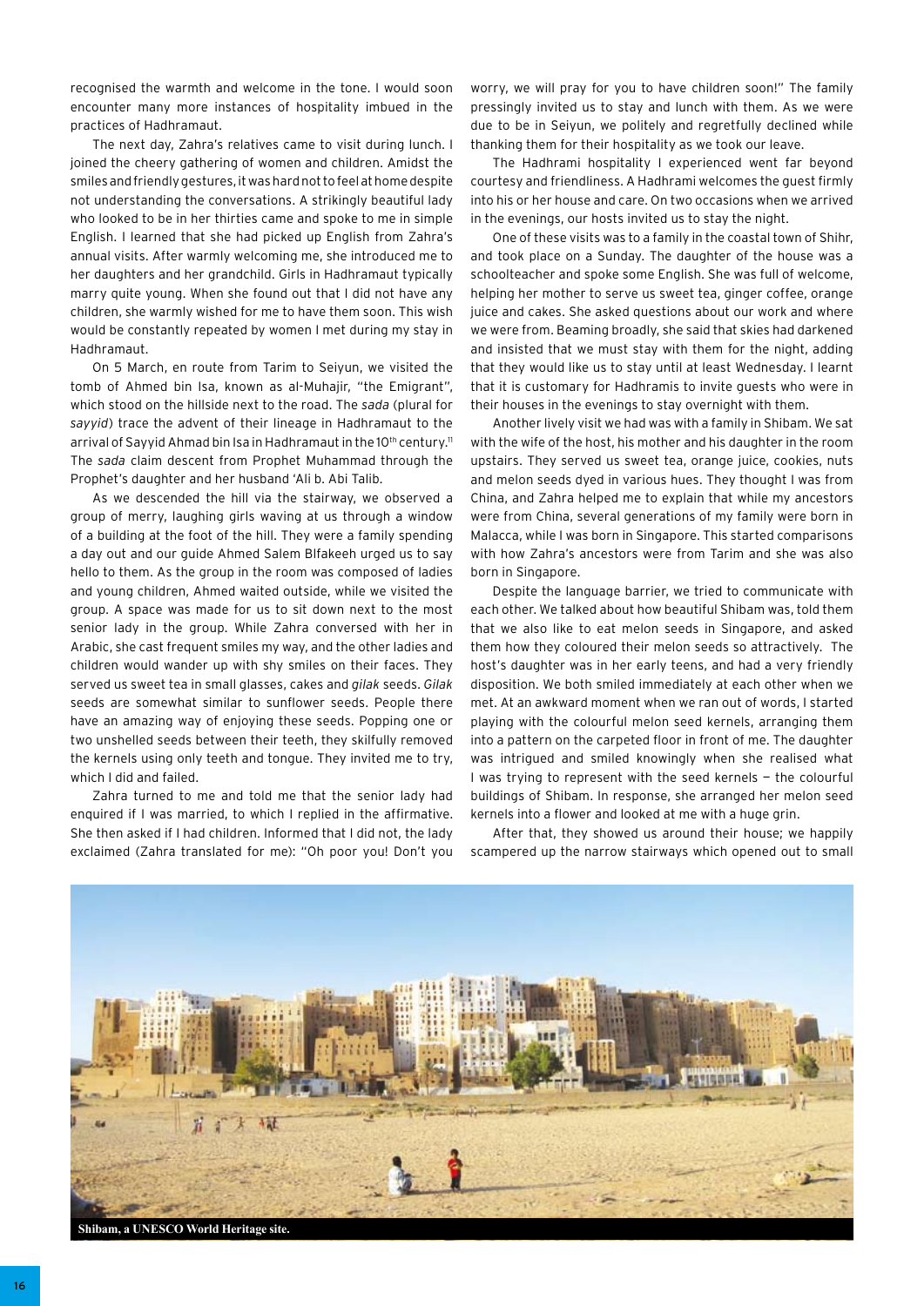recognised the warmth and welcome in the tone. I would soon encounter many more instances of hospitality imbued in the practices of Hadhramaut.

The next day, Zahra's relatives came to visit during lunch. I joined the cheery gathering of women and children. Amidst the smiles and friendly gestures, it was hard not to feel at home despite not understanding the conversations. A strikingly beautiful lady who looked to be in her thirties came and spoke to me in simple English. I learned that she had picked up English from Zahra's annual visits. After warmly welcoming me, she introduced me to her daughters and her grandchild. Girls in Hadhramaut typically marry quite young. When she found out that I did not have any children, she warmly wished for me to have them soon. This wish would be constantly repeated by women I met during my stay in Hadhramaut.

On 5 March, en route from Tarim to Seiyun, we visited the tomb of Ahmed bin Isa, known as al-Muhajir, "the Emigrant", which stood on the hillside next to the road. The *sada* (plural for *sayyid*) trace the advent of their lineage in Hadhramaut to the arrival of Sayyid Ahmad bin Isa in Hadhramaut in the 10th century.[11] The *sada* claim descent from Prophet Muhammad through the Prophet's daughter and her husband 'Ali b. Abi Talib.

As we descended the hill via the stairway, we observed a group of merry, laughing girls waving at us through a window of a building at the foot of the hill. They were a family spending a day out and our guide Ahmed Salem Blfakeeh urged us to say hello to them. As the group in the room was composed of ladies and young children, Ahmed waited outside, while we visited the group. A space was made for us to sit down next to the most senior lady in the group. While Zahra conversed with her in Arabic, she cast frequent smiles my way, and the other ladies and children would wander up with shy smiles on their faces. They served us sweet tea in small glasses, cakes and *gilak* seeds. *Gilak* seeds are somewhat similar to sunflower seeds. People there have an amazing way of enjoying these seeds. Popping one or two unshelled seeds between their teeth, they skilfully removed the kernels using only teeth and tongue. They invited me to try, which I did and failed.

Zahra turned to me and told me that the senior lady had enquired if I was married, to which I replied in the affirmative. She then asked if I had children. Informed that I did not, the lady exclaimed (Zahra translated for me): "Oh poor you! Don't you worry, we will pray for you to have children soon!" The family pressingly invited us to stay and lunch with them. As we were due to be in Seiyun, we politely and regretfully declined while thanking them for their hospitality as we took our leave.

The Hadhrami hospitality I experienced went far beyond courtesy and friendliness. A Hadhrami welcomes the guest firmly into his or her house and care. On two occasions when we arrived in the evenings, our hosts invited us to stay the night.

One of these visits was to a family in the coastal town of Shihr, and took place on a Sunday. The daughter of the house was a schoolteacher and spoke some English. She was full of welcome, helping her mother to serve us sweet tea, ginger coffee, orange juice and cakes. She asked questions about our work and where we were from. Beaming broadly, she said that skies had darkened and insisted that we must stay with them for the night, adding that they would like us to stay until at least Wednesday. I learnt that it is customary for Hadhramis to invite guests who were in their houses in the evenings to stay overnight with them.

Another lively visit we had was with a family in Shibam. We sat with the wife of the host, his mother and his daughter in the room upstairs. They served us sweet tea, orange juice, cookies, nuts and melon seeds dyed in various hues. They thought I was from China, and Zahra helped me to explain that while my ancestors were from China, several generations of my family were born in Malacca, while I was born in Singapore. This started comparisons with how Zahra's ancestors were from Tarim and she was also born in Singapore.

Despite the language barrier, we tried to communicate with each other. We talked about how beautiful Shibam was, told them that we also like to eat melon seeds in Singapore, and asked them how they coloured their melon seeds so attractively. The host's daughter was in her early teens, and had a very friendly disposition. We both smiled immediately at each other when we met. At an awkward moment when we ran out of words, I started playing with the colourful melon seed kernels, arranging them into a pattern on the carpeted floor in front of me. The daughter was intrigued and smiled knowingly when she realised what I was trying to represent with the seed kernels — the colourful buildings of Shibam. In response, she arranged her melon seed kernels into a flower and looked at me with a huge grin.

After that, they showed us around their house; we happily scampered up the narrow stairways which opened out to small

**Shibam, a UNESCO World Heritage site.**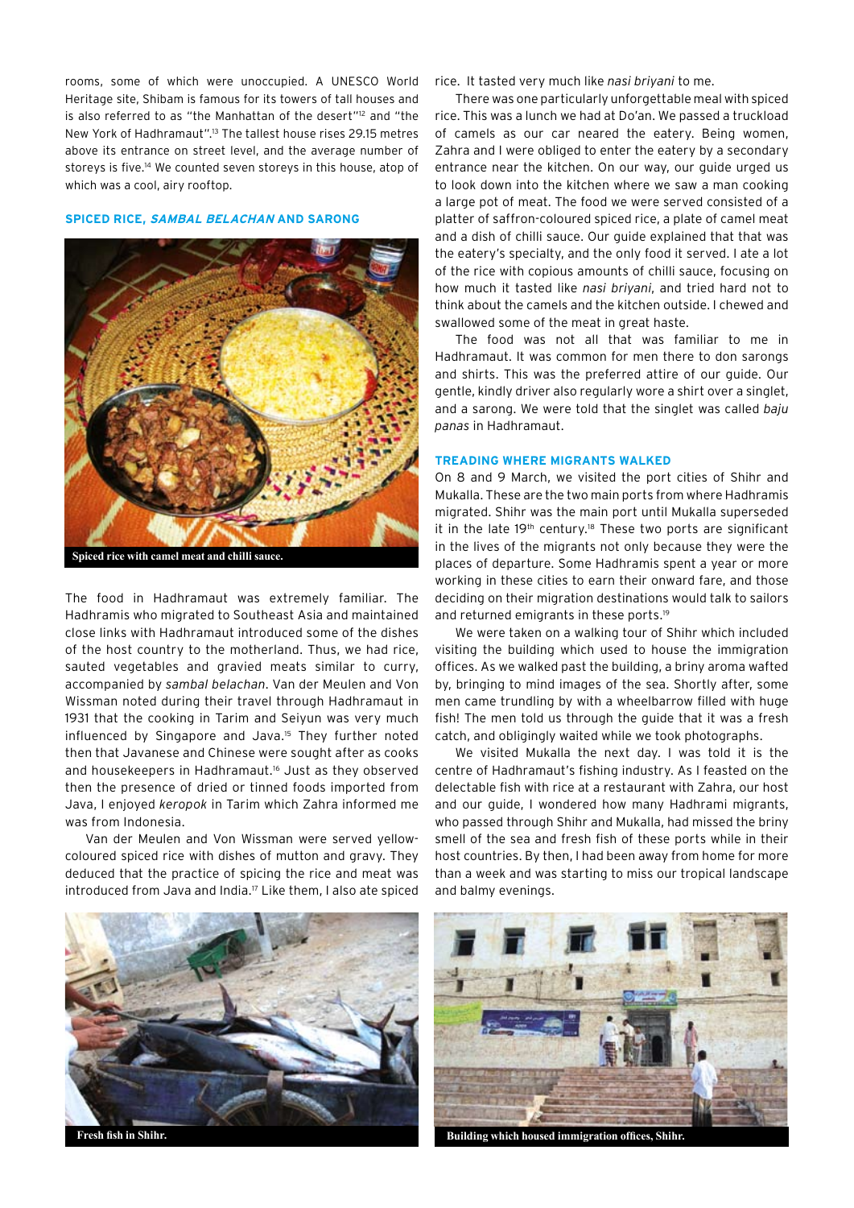rooms, some of which were unoccupied. A UNESCO World Heritage site, Shibam is famous for its towers of tall houses and is also referred to as "the Manhattan of the desert"[12] and "the New York of Hadhramaut".[13] The tallest house rises 29.15 metres above its entrance on street level, and the average number of storeys is five.[14] We counted seven storeys in this house, atop of which was a cool, airy rooftop.

### SPICED RICE, *SAMBAL BELACHAN* AND SARONG

Spiced rice with camel meat and chilli sauce.

The food in Hadhramaut was extremely familiar. The Hadhramis who migrated to Southeast Asia and maintained close links with Hadhramaut introduced some of the dishes of the host country to the motherland. Thus, we had rice, sauted vegetables and gravied meats similar to curry, accompanied by *sambal belachan*. Van der Meulen and Von Wissman noted during their travel through Hadhramaut in 1931 that the cooking in Tarim and Seiyun was very much influenced by Singapore and Java.[15] They further noted then that Javanese and Chinese were sought after as cooks and housekeepers in Hadhramaut.[16] Just as they observed then the presence of dried or tinned foods imported from Java, I enjoyed *keropok* in Tarim which Zahra informed me was from Indonesia.

Van der Meulen and Von Wissman were served yellow-coloured spiced rice with dishes of mutton and gravy. They deduced that the practice of spicing the rice and meat was introduced from Java and India.[17] Like them, I also ate spiced rice. It tasted very much like *nasi briyani* to me.

There was one particularly unforgettable meal with spiced rice. This was a lunch we had at Do'an. We passed a truckload of camels as our car neared the eatery. Being women, Zahra and I were obliged to enter the eatery by a secondary entrance near the kitchen. On our way, our guide urged us to look down into the kitchen where we saw a man cooking a large pot of meat. The food we were served consisted of a platter of saffron-coloured spiced rice, a plate of camel meat and a dish of chilli sauce. Our guide explained that that was the eatery's specialty, and the only food it served. I ate a lot of the rice with copious amounts of chilli sauce, focusing on how much it tasted like *nasi briyani*, and tried hard not to think about the camels and the kitchen outside. I chewed and swallowed some of the meat in great haste.

The food was not all that was familiar to me in Hadhramaut. It was common for men there to don sarongs and shirts. This was the preferred attire of our guide. Our gentle, kindly driver also regularly wore a shirt over a singlet, and a sarong. We were told that the singlet was called *baju panas* in Hadhramaut.

### TREADING WHERE MIGRANTS WALKED

On 8 and 9 March, we visited the port cities of Shihr and Mukalla. These are the two main ports from where Hadhramis migrated. Shihr was the main port until Mukalla superseded it in the late 19th century.[18] These two ports are significant in the lives of the migrants not only because they were the places of departure. Some Hadhramis spent a year or more working in these cities to earn their onward fare, and those deciding on their migration destinations would talk to sailors and returned emigrants in these ports.[19]

We were taken on a walking tour of Shihr which included visiting the building which used to house the immigration offices. As we walked past the building, a briny aroma wafted by, bringing to mind images of the sea. Shortly after, some men came trundling by with a wheelbarrow filled with huge fish! The men told us through the guide that it was a fresh catch, and obligingly waited while we took photographs.

We visited Mukalla the next day. I was told it is the centre of Hadhramaut's fishing industry. As I feasted on the delectable fish with rice at a restaurant with Zahra, our host and our guide, I wondered how many Hadhrami migrants, who passed through Shihr and Mukalla, had missed the briny smell of the sea and fresh fish of these ports while in their host countries. By then, I had been away from home for more than a week and was starting to miss our tropical landscape and balmy evenings.

Fresh fish in Shihr.

Building which housed immigration offices, Shihr.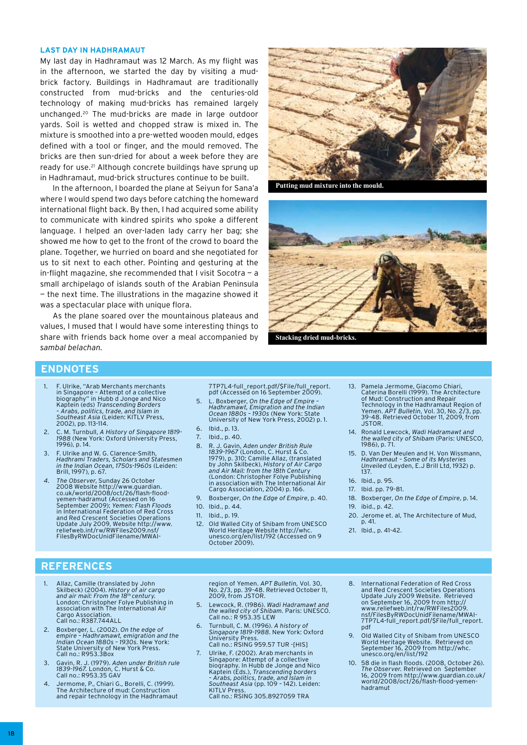### LAST DAY IN HADHRAMAUT

My last day in Hadhramaut was 12 March. As my flight was in the afternoon, we started the day by visiting a mud-brick factory. Buildings in Hadhramaut are traditionally constructed from mud-bricks and the centuries-old technology of making mud-bricks has remained largely unchanged.[20] The mud-bricks are made in large outdoor yards. Soil is wetted and chopped straw is mixed in. The mixture is smoothed into a pre-wetted wooden mould, edges defined with a tool or finger, and the mould removed. The bricks are then sun-dried for about a week before they are ready for use.[21] Although concrete buildings have sprung up in Hadhramaut, mud-brick structures continue to be built.

In the afternoon, I boarded the plane at Seiyun for Sana'a where I would spend two days before catching the homeward international flight back. By then, I had acquired some ability to communicate with kindred spirits who spoke a different language. I helped an over-laden lady carry her bag; she showed me how to get to the front of the crowd to board the plane. Together, we hurried on board and she negotiated for us to sit next to each other. Pointing and gesturing at the in-flight magazine, she recommended that I visit Socotra – a small archipelago of islands south of the Arabian Peninsula – the next time. The illustrations in the magazine showed it was a spectacular place with unique flora.

As the plane soared over the mountainous plateaus and values, I mused that I would have some interesting things to share with friends back home over a meal accompanied by *sambal belachan.*

**Putting mud mixture into the mould.**

**Stacking dried mud-bricks.**

## ENDNOTES

1. F. Ulrike, "Arab Merchants merchants in Singapore – Attempt of a collective biography" in Hubb d Jonge and Nico Kaptein (eds) *Transcending Borders – Arabs, politics, trade, and Islam in Southeast Asia* (Leiden: KITLV Press, 2002), pp. 113-114.
2. C. M. Turnbull, *A History of Singapore 1819-1988* (New York: Oxford University Press, 1996), p. 14.
3. F. Ulrike and W. G. Clarence-Smith, *Hadhrami Traders, Scholars and Statesmen in the Indian Ocean, 1750s-1960s* (Leiden: Brill, 1997), p. 67.
4. *The Observer*, Sunday 26 October 2008 Website http://www.guardian.co.uk/world/2008/oct/26/flash-flood-yemen-hadramut (Accessed on 16 September 2009); *Yemen: Flash Floods* in International Federation of Red Cross and Red Crescent Societies Operations Update July 2009, Website http://www.reliefweb.int/rw/RWFiles2009.nsf/FilesByRWDocUnidFilename/MWAI-7TP7L4-full_report.pdf/$File/full_report.pdf (Accessed on 16 September 2009).
5. L. Boxberger, *On the Edge of Empire – Hadhramawt, Emigration and the Indian Ocean 1880s – 1930s* (New York: State University of New York Press, 2002) p. 1.
6. Ibid., p. 13.
7. Ibid., p. 40.
8. R. J. Gavin, *Aden under British Rule 1839-1967* (London, C. Hurst & Co. 1979), p. 310; Camille Allaz, (translated by John Skilbeck), *History of Air Cargo and Air Mail: from the 18th Century* (London: Christopher Folye Publishing in association with The International Air Cargo Association, 2004) p. 166.
9. Boxberger, *On the Edge of Empire*, p. 40.
10. Ibid., p. 44.
11. Ibid., p. 19.
12. Old Walled City of Shibam from UNESCO World Heritage Website http://whc.unesco.org/en/list/192 (Accessed on 9 October 2009).
13. Pamela Jermome, Giacomo Chiari, Caterina Borelli (1999). The Architecture of Mud: Construction and Repair Technology in the Hadhramaut Region of Yemen. *APT Bulletin*, Vol. 30, No. 2/3, pp. 39-48. Retrieved October 11, 2009, from JSTOR.
14. Ronald Lewcock, *Wadi Hadramawt and the walled city of Shibam* (Paris: UNESCO, 1986), p. 71.
15. D. Van Der Meulen and H. Von Wissmann, *Hadhramaut – Some of its Mysteries Unveiled* (Leyden, E.J Brill Ltd, 1932) p. 137.
16. Ibid., p. 95.
17. Ibid. pp. 79-81.
18. Boxberger, *On the Edge of Empire*, p. 14.
19. ibid., p. 42.
20. Jerome et. al, The Architecture of Mud, p. 41.
21. Ibid., p. 41-42.

## REFERENCES

1. Allaz, Camille (translated by John Skilbeck) (2004). *History of air cargo and air mail: From the 18th century.* London: Christopher Folye Publishing in association with The International Air Cargo Association.
Call no.: R387.744ALL
2. Boxberger, L. (2002). *On the edge of empire – Hadhramawt, emigration and the Indian Ocean 1880s – 1930s.* New York: State University of New York Press.
Call no.: R953.3Box
3. Gavin, R. J. (1979). *Aden under British rule 1839-1967.* London, C. Hurst & Co.
Call no.: R953.35 GAV
4. Jermome, P., Chiari G., Borelli, C. (1999). The Architecture of mud: Construction and repair technology in the Hadhramaut region of Yemen. *APT Bulletin*, Vol. 30, No. 2/3, pp. 39-48. Retrieved October 11, 2009, from JSTOR.
5. Lewcock, R. (1986). *Wadi Hadramawt and the walled city of Shibam.* Paris: UNESCO.
Call no.: R 953.35 LEW
6. Turnbull, C. M. (1996). *A history of Singapore 1819-1988.* New York: Oxford University Press.
Call no.: RSING 959.57 TUR -[HIS]
7. Ulrike, F. (2002). Arab merchants in Singapore: Attempt of a collective biography. In Hubb de Jonge and Nico Kaptein (Eds.), *Transcending borders – Arabs, politics, trade, and Islam in Southeast Asia* (pp. 109 – 142). Leiden: KITLV Press.
Call no.: RSING 305.8927059 TRA
8. International Federation of Red Cross and Red Crescent Societies Operations Update July 2009 Website. Retrieved on September 16, 2009 from http://www.reliefweb.int/rw/RWFiles2009.nsf/FilesByRWDocUnidFilename/MWAI-7TP7L4-full_report.pdf/$File/full_report.pdf
9. Old Walled City of Shibam from UNESCO World Heritage Website. Retrieved on September 16, 2009 from http://whc.unesco.org/en/list/192
10. 58 die in flash floods. (2008, October 26). *The Observer.* Retrieved on September 16, 2009 from http://www.guardian.co.uk/world/2008/oct/26/flash-flood-yemen-hadramut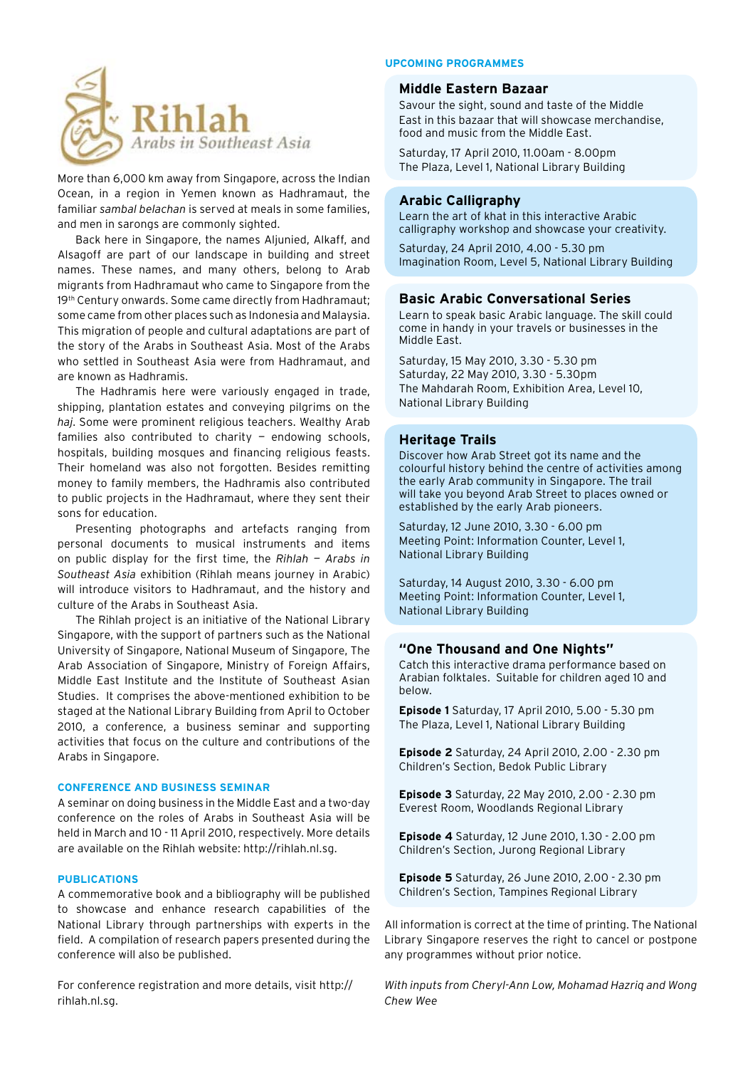# Rihlah

*Arabs in Southeast Asia*

More than 6,000 km away from Singapore, across the Indian Ocean, in a region in Yemen known as Hadhramaut, the familiar *sambal belachan* is served at meals in some families, and men in sarongs are commonly sighted.

Back here in Singapore, the names Aljunied, Alkaff, and Alsagoff are part of our landscape in building and street names. These names, and many others, belong to Arab migrants from Hadhramaut who came to Singapore from the 19th Century onwards. Some came directly from Hadhramaut; some came from other places such as Indonesia and Malaysia. This migration of people and cultural adaptations are part of the story of the Arabs in Southeast Asia. Most of the Arabs who settled in Southeast Asia were from Hadhramaut, and are known as Hadhramis.

The Hadhramis here were variously engaged in trade, shipping, plantation estates and conveying pilgrims on the *haj*. Some were prominent religious teachers. Wealthy Arab families also contributed to charity – endowing schools, hospitals, building mosques and financing religious feasts. Their homeland was also not forgotten. Besides remitting money to family members, the Hadhramis also contributed to public projects in the Hadhramaut, where they sent their sons for education.

Presenting photographs and artefacts ranging from personal documents to musical instruments and items on public display for the first time, the *Rihlah – Arabs in Southeast Asia* exhibition (Rihlah means journey in Arabic) will introduce visitors to Hadhramaut, and the history and culture of the Arabs in Southeast Asia.

The Rihlah project is an initiative of the National Library Singapore, with the support of partners such as the National University of Singapore, National Museum of Singapore, The Arab Association of Singapore, Ministry of Foreign Affairs, Middle East Institute and the Institute of Southeast Asian Studies. It comprises the above-mentioned exhibition to be staged at the National Library Building from April to October 2010, a conference, a business seminar and supporting activities that focus on the culture and contributions of the Arabs in Singapore.

### CONFERENCE AND BUSINESS SEMINAR

A seminar on doing business in the Middle East and a two-day conference on the roles of Arabs in Southeast Asia will be held in March and 10 - 11 April 2010, respectively. More details are available on the Rihlah website: http://rihlah.nl.sg.

### PUBLICATIONS

A commemorative book and a bibliography will be published to showcase and enhance research capabilities of the National Library through partnerships with experts in the field. A compilation of research papers presented during the conference will also be published.

For conference registration and more details, visit http://rihlah.nl.sg.

### UPCOMING PROGRAMMES

**Middle Eastern Bazaar**

Savour the sight, sound and taste of the Middle East in this bazaar that will showcase merchandise, food and music from the Middle East.

Saturday, 17 April 2010, 11.00am - 8.00pm
The Plaza, Level 1, National Library Building

**Arabic Calligraphy**

Learn the art of khat in this interactive Arabic calligraphy workshop and showcase your creativity.

Saturday, 24 April 2010, 4.00 - 5.30 pm
Imagination Room, Level 5, National Library Building

**Basic Arabic Conversational Series**

Learn to speak basic Arabic language. The skill could come in handy in your travels or businesses in the Middle East.

Saturday, 15 May 2010, 3.30 - 5.30 pm
Saturday, 22 May 2010, 3.30 - 5.30pm
The Mahdarah Room, Exhibition Area, Level 10, National Library Building

**Heritage Trails**

Discover how Arab Street got its name and the colourful history behind the centre of activities among the early Arab community in Singapore. The trail will take you beyond Arab Street to places owned or established by the early Arab pioneers.

Saturday, 12 June 2010, 3.30 - 6.00 pm
Meeting Point: Information Counter, Level 1, National Library Building

Saturday, 14 August 2010, 3.30 - 6.00 pm
Meeting Point: Information Counter, Level 1, National Library Building

**"One Thousand and One Nights"**

Catch this interactive drama performance based on Arabian folktales. Suitable for children aged 10 and below.

**Episode 1** Saturday, 17 April 2010, 5.00 - 5.30 pm
The Plaza, Level 1, National Library Building

**Episode 2** Saturday, 24 April 2010, 2.00 - 2.30 pm
Children's Section, Bedok Public Library

**Episode 3** Saturday, 22 May 2010, 2.00 - 2.30 pm
Everest Room, Woodlands Regional Library

**Episode 4** Saturday, 12 June 2010, 1.30 - 2.00 pm
Children's Section, Jurong Regional Library

**Episode 5** Saturday, 26 June 2010, 2.00 - 2.30 pm
Children's Section, Tampines Regional Library

All information is correct at the time of printing. The National Library Singapore reserves the right to cancel or postpone any programmes without prior notice.

*With inputs from Cheryl-Ann Low, Mohamad Hazriq and Wong Chew Wee*